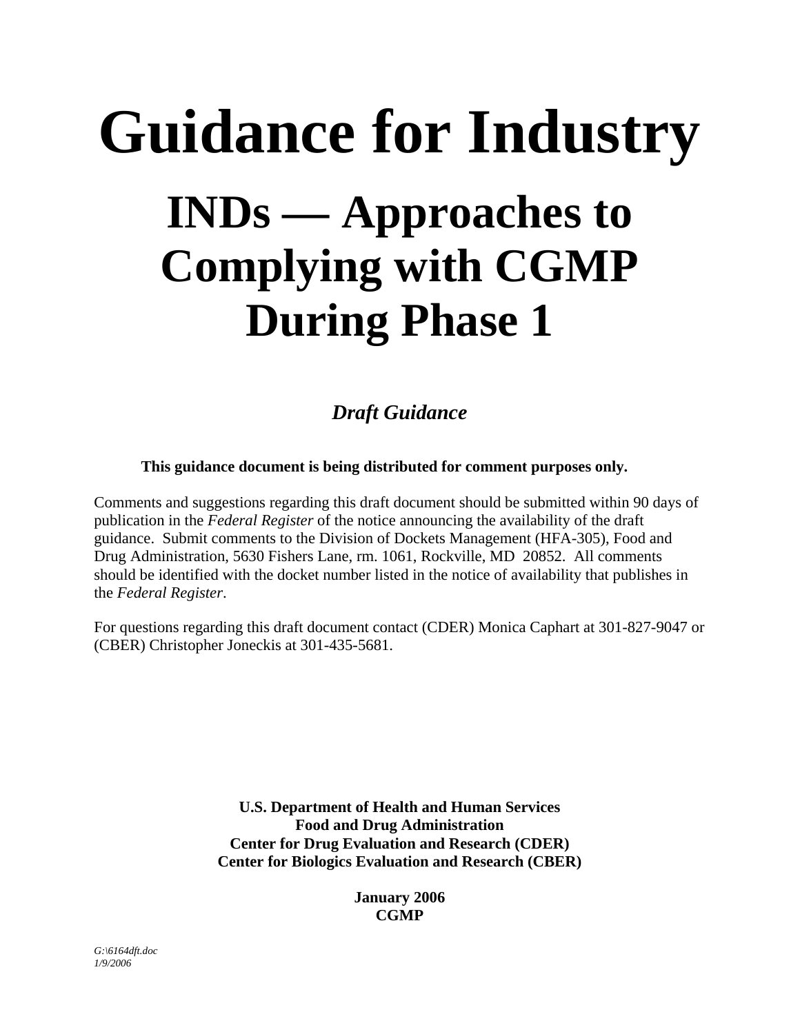# Guidance for Industry

## INDs — Approaches to Complying with CGMP During Phase 1

***Draft Guidance***

**This guidance document is being distributed for comment purposes only.**

Comments and suggestions regarding this draft document should be submitted within 90 days of publication in the *Federal Register* of the notice announcing the availability of the draft guidance. Submit comments to the Division of Dockets Management (HFA-305), Food and Drug Administration, 5630 Fishers Lane, rm. 1061, Rockville, MD 20852. All comments should be identified with the docket number listed in the notice of availability that publishes in the *Federal Register*.

For questions regarding this draft document contact (CDER) Monica Caphart at 301-827-9047 or (CBER) Christopher Joneckis at 301-435-5681.

**U.S. Department of Health and Human Services**
**Food and Drug Administration**
**Center for Drug Evaluation and Research (CDER)**
**Center for Biologics Evaluation and Research (CBER)**

**January 2006**
**CGMP**

*G:\6164dft.doc*
*1/9/2006*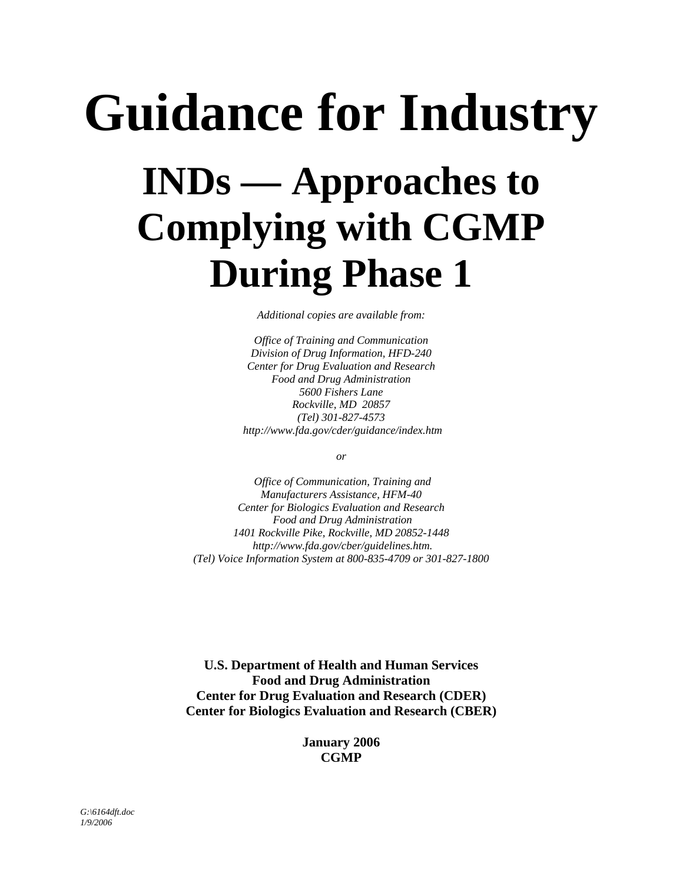# Guidance for Industry

# INDs — Approaches to Complying with CGMP During Phase 1

*Additional copies are available from:*

*Office of Training and Communication*
*Division of Drug Information, HFD-240*
*Center for Drug Evaluation and Research*
*Food and Drug Administration*
*5600 Fishers Lane*
*Rockville, MD 20857*
*(Tel) 301-827-4573*
*http://www.fda.gov/cder/guidance/index.htm*

*or*

*Office of Communication, Training and*
*Manufacturers Assistance, HFM-40*
*Center for Biologics Evaluation and Research*
*Food and Drug Administration*
*1401 Rockville Pike, Rockville, MD 20852-1448*
*http://www.fda.gov/cber/guidelines.htm.*
*(Tel) Voice Information System at 800-835-4709 or 301-827-1800*

**U.S. Department of Health and Human Services**
**Food and Drug Administration**
**Center for Drug Evaluation and Research (CDER)**
**Center for Biologics Evaluation and Research (CBER)**

**January 2006**
**CGMP**

*G:\6164dft.doc*
*1/9/2006*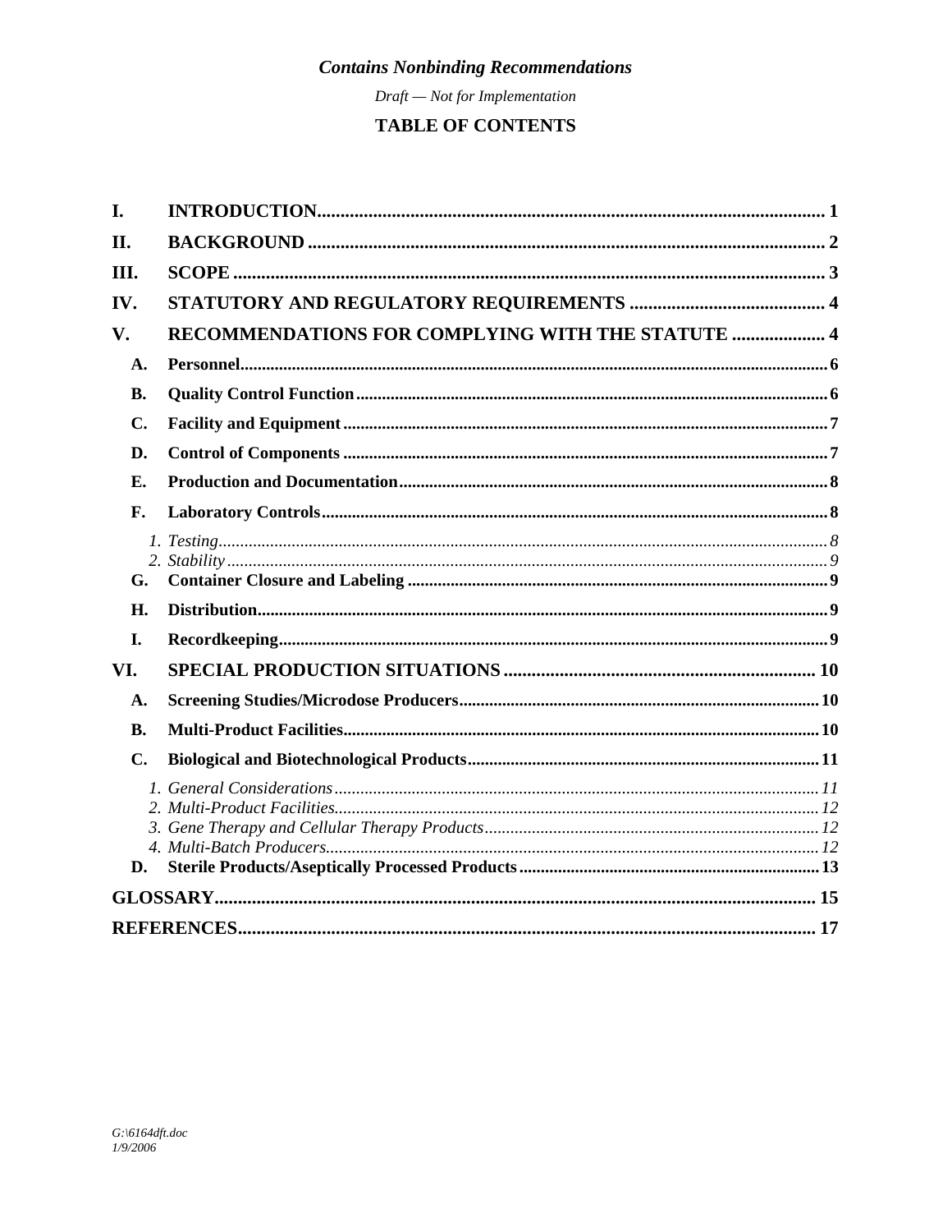*Contains Nonbinding Recommendations*

*Draft — Not for Implementation*

# TABLE OF CONTENTS

**I. INTRODUCTION** ..... 1

**II. BACKGROUND** ..... 2

**III. SCOPE** ..... 3

**IV. STATUTORY AND REGULATORY REQUIREMENTS** ..... 4

**V. RECOMMENDATIONS FOR COMPLYING WITH THE STATUTE** ..... 4

- **A. Personnel** ..... 6
- **B. Quality Control Function** ..... 6
- **C. Facility and Equipment** ..... 7
- **D. Control of Components** ..... 7
- **E. Production and Documentation** ..... 8
- **F. Laboratory Controls** ..... 8
  - *1. Testing* ..... 8
  - *2. Stability* ..... 9
- **G. Container Closure and Labeling** ..... 9
- **H. Distribution** ..... 9
- **I. Recordkeeping** ..... 9

**VI. SPECIAL PRODUCTION SITUATIONS** ..... 10

- **A. Screening Studies/Microdose Producers** ..... 10
- **B. Multi-Product Facilities** ..... 10
- **C. Biological and Biotechnological Products** ..... 11
  - *1. General Considerations* ..... 11
  - *2. Multi-Product Facilities* ..... 12
  - *3. Gene Therapy and Cellular Therapy Products* ..... 12
  - *4. Multi-Batch Producers* ..... 12
- **D. Sterile Products/Aseptically Processed Products** ..... 13

**GLOSSARY** ..... 15

**REFERENCES** ..... 17

*G:\6164dft.doc*
*1/9/2006*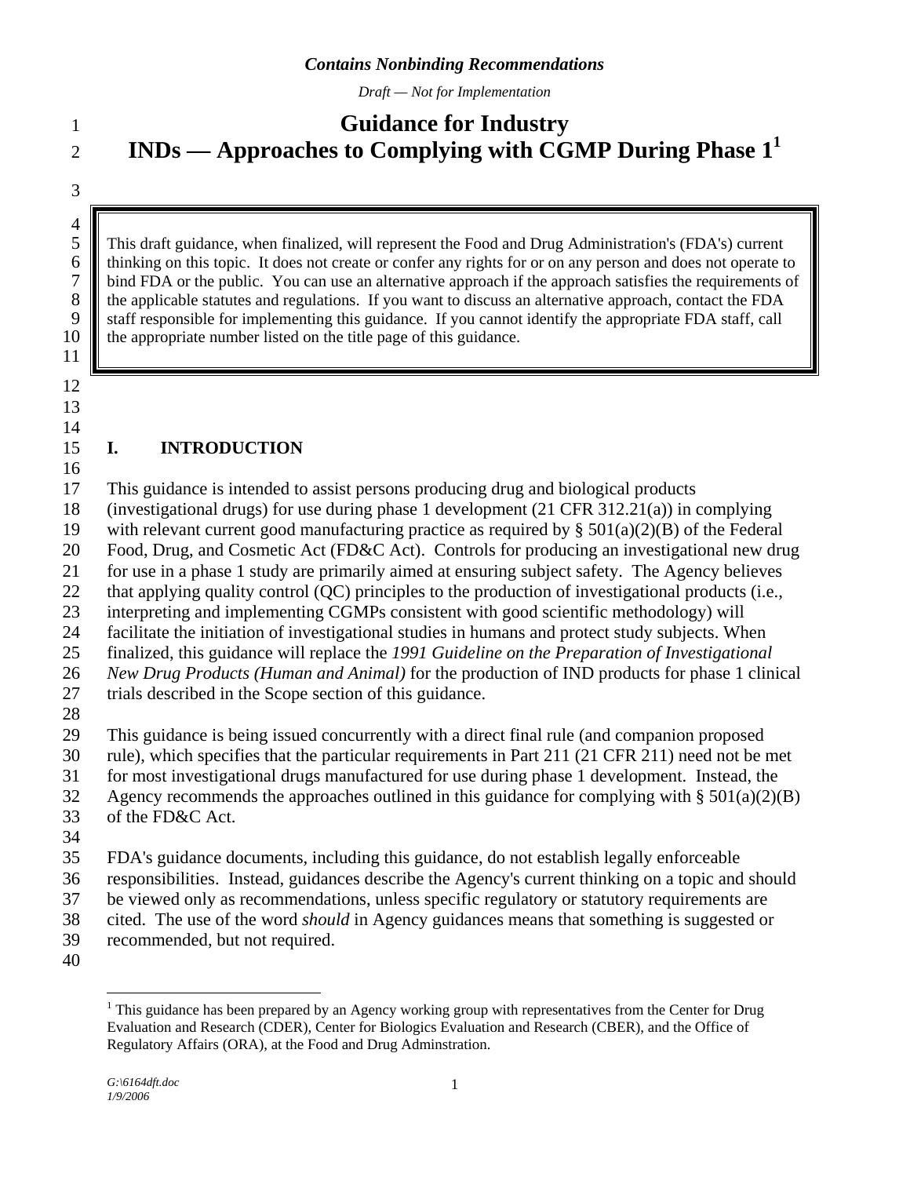*Contains Nonbinding Recommendations*

*Draft — Not for Implementation*

# Guidance for Industry
# INDs — Approaches to Complying with CGMP During Phase 1[1]

> This draft guidance, when finalized, will represent the Food and Drug Administration's (FDA's) current thinking on this topic. It does not create or confer any rights for or on any person and does not operate to bind FDA or the public. You can use an alternative approach if the approach satisfies the requirements of the applicable statutes and regulations. If you want to discuss an alternative approach, contact the FDA staff responsible for implementing this guidance. If you cannot identify the appropriate FDA staff, call the appropriate number listed on the title page of this guidance.

## I. INTRODUCTION

This guidance is intended to assist persons producing drug and biological products (investigational drugs) for use during phase 1 development (21 CFR 312.21(a)) in complying with relevant current good manufacturing practice as required by § 501(a)(2)(B) of the Federal Food, Drug, and Cosmetic Act (FD&C Act). Controls for producing an investigational new drug for use in a phase 1 study are primarily aimed at ensuring subject safety. The Agency believes that applying quality control (QC) principles to the production of investigational products (i.e., interpreting and implementing CGMPs consistent with good scientific methodology) will facilitate the initiation of investigational studies in humans and protect study subjects. When finalized, this guidance will replace the *1991 Guideline on the Preparation of Investigational New Drug Products (Human and Animal)* for the production of IND products for phase 1 clinical trials described in the Scope section of this guidance.

This guidance is being issued concurrently with a direct final rule (and companion proposed rule), which specifies that the particular requirements in Part 211 (21 CFR 211) need not be met for most investigational drugs manufactured for use during phase 1 development. Instead, the Agency recommends the approaches outlined in this guidance for complying with § 501(a)(2)(B) of the FD&C Act.

FDA's guidance documents, including this guidance, do not establish legally enforceable responsibilities. Instead, guidances describe the Agency's current thinking on a topic and should be viewed only as recommendations, unless specific regulatory or statutory requirements are cited. The use of the word *should* in Agency guidances means that something is suggested or recommended, but not required.

---

[1] This guidance has been prepared by an Agency working group with representatives from the Center for Drug Evaluation and Research (CDER), Center for Biologics Evaluation and Research (CBER), and the Office of Regulatory Affairs (ORA), at the Food and Drug Adminstration.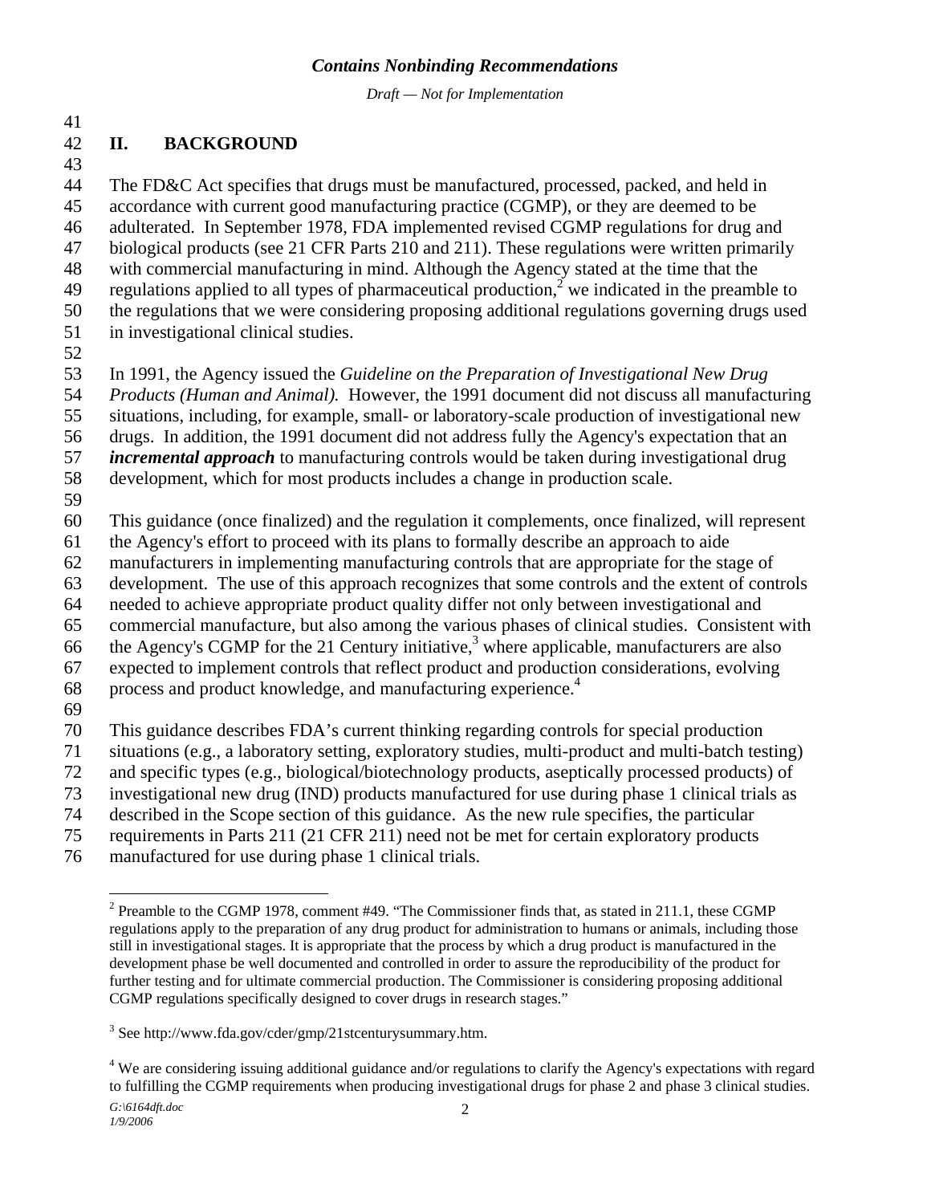## II. BACKGROUND

The FD&C Act specifies that drugs must be manufactured, processed, packed, and held in accordance with current good manufacturing practice (CGMP), or they are deemed to be adulterated. In September 1978, FDA implemented revised CGMP regulations for drug and biological products (see 21 CFR Parts 210 and 211). These regulations were written primarily with commercial manufacturing in mind. Although the Agency stated at the time that the regulations applied to all types of pharmaceutical production,[2] we indicated in the preamble to the regulations that we were considering proposing additional regulations governing drugs used in investigational clinical studies.

In 1991, the Agency issued the *Guideline on the Preparation of Investigational New Drug Products (Human and Animal).* However, the 1991 document did not discuss all manufacturing situations, including, for example, small- or laboratory-scale production of investigational new drugs. In addition, the 1991 document did not address fully the Agency's expectation that an ***incremental approach*** to manufacturing controls would be taken during investigational drug development, which for most products includes a change in production scale.

This guidance (once finalized) and the regulation it complements, once finalized, will represent the Agency's effort to proceed with its plans to formally describe an approach to aide manufacturers in implementing manufacturing controls that are appropriate for the stage of development. The use of this approach recognizes that some controls and the extent of controls needed to achieve appropriate product quality differ not only between investigational and commercial manufacture, but also among the various phases of clinical studies. Consistent with the Agency's CGMP for the 21 Century initiative,[3] where applicable, manufacturers are also expected to implement controls that reflect product and production considerations, evolving process and product knowledge, and manufacturing experience.[4]

This guidance describes FDA's current thinking regarding controls for special production situations (e.g., a laboratory setting, exploratory studies, multi-product and multi-batch testing) and specific types (e.g., biological/biotechnology products, aseptically processed products) of investigational new drug (IND) products manufactured for use during phase 1 clinical trials as described in the Scope section of this guidance. As the new rule specifies, the particular requirements in Parts 211 (21 CFR 211) need not be met for certain exploratory products manufactured for use during phase 1 clinical trials.

---

[2] Preamble to the CGMP 1978, comment #49. "The Commissioner finds that, as stated in 211.1, these CGMP regulations apply to the preparation of any drug product for administration to humans or animals, including those still in investigational stages. It is appropriate that the process by which a drug product is manufactured in the development phase be well documented and controlled in order to assure the reproducibility of the product for further testing and for ultimate commercial production. The Commissioner is considering proposing additional CGMP regulations specifically designed to cover drugs in research stages."

[3] See http://www.fda.gov/cder/gmp/21stcenturysummary.htm.

[4] We are considering issuing additional guidance and/or regulations to clarify the Agency's expectations with regard to fulfilling the CGMP requirements when producing investigational drugs for phase 2 and phase 3 clinical studies.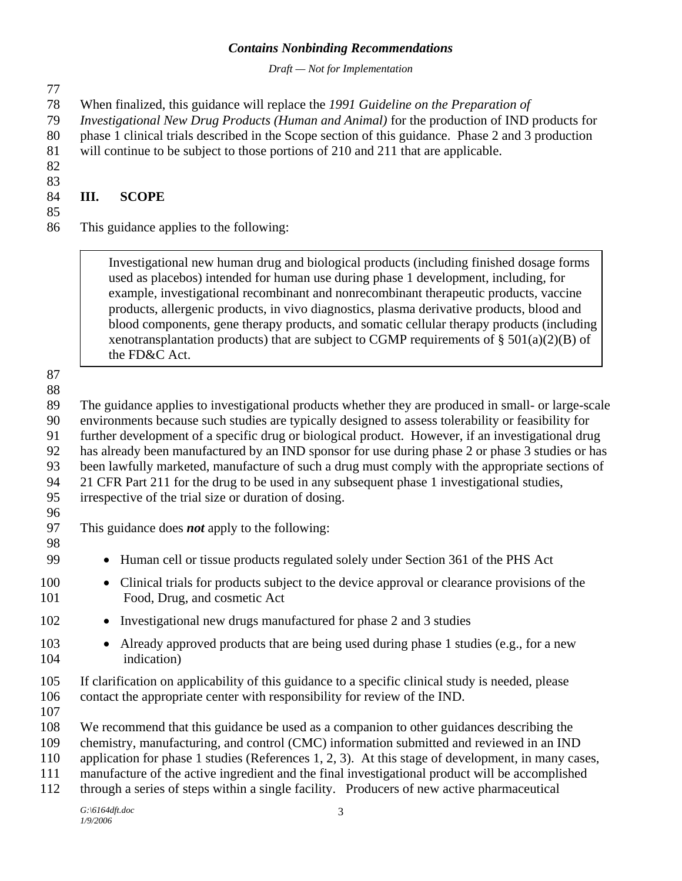When finalized, this guidance will replace the *1991 Guideline on the Preparation of Investigational New Drug Products (Human and Animal)* for the production of IND products for phase 1 clinical trials described in the Scope section of this guidance. Phase 2 and 3 production will continue to be subject to those portions of 210 and 211 that are applicable.

## III. SCOPE

This guidance applies to the following:

> Investigational new human drug and biological products (including finished dosage forms used as placebos) intended for human use during phase 1 development, including, for example, investigational recombinant and nonrecombinant therapeutic products, vaccine products, allergenic products, in vivo diagnostics, plasma derivative products, blood and blood components, gene therapy products, and somatic cellular therapy products (including xenotransplantation products) that are subject to CGMP requirements of § 501(a)(2)(B) of the FD&C Act.

The guidance applies to investigational products whether they are produced in small- or large-scale environments because such studies are typically designed to assess tolerability or feasibility for further development of a specific drug or biological product. However, if an investigational drug has already been manufactured by an IND sponsor for use during phase 2 or phase 3 studies or has been lawfully marketed, manufacture of such a drug must comply with the appropriate sections of 21 CFR Part 211 for the drug to be used in any subsequent phase 1 investigational studies, irrespective of the trial size or duration of dosing.

This guidance does ***not*** apply to the following:

- Human cell or tissue products regulated solely under Section 361 of the PHS Act
- Clinical trials for products subject to the device approval or clearance provisions of the Food, Drug, and cosmetic Act
- Investigational new drugs manufactured for phase 2 and 3 studies
- Already approved products that are being used during phase 1 studies (e.g., for a new indication)

If clarification on applicability of this guidance to a specific clinical study is needed, please contact the appropriate center with responsibility for review of the IND.

We recommend that this guidance be used as a companion to other guidances describing the chemistry, manufacturing, and control (CMC) information submitted and reviewed in an IND application for phase 1 studies (References 1, 2, 3). At this stage of development, in many cases, manufacture of the active ingredient and the final investigational product will be accomplished through a series of steps within a single facility. Producers of new active pharmaceutical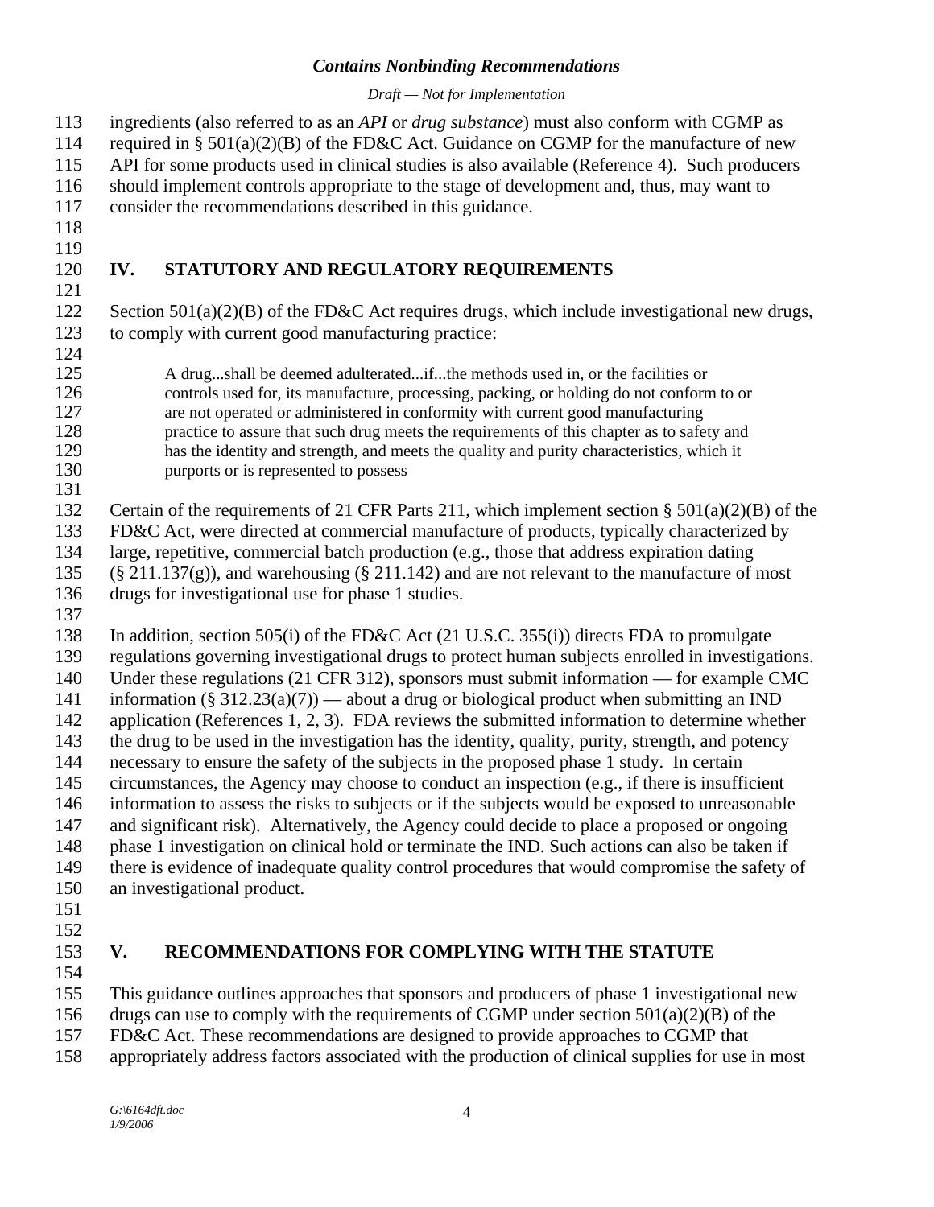ingredients (also referred to as an *API* or *drug substance*) must also conform with CGMP as required in § 501(a)(2)(B) of the FD&C Act. Guidance on CGMP for the manufacture of new API for some products used in clinical studies is also available (Reference 4). Such producers should implement controls appropriate to the stage of development and, thus, may want to consider the recommendations described in this guidance.

## IV. STATUTORY AND REGULATORY REQUIREMENTS

Section 501(a)(2)(B) of the FD&C Act requires drugs, which include investigational new drugs, to comply with current good manufacturing practice:

> A drug...shall be deemed adulterated...if...the methods used in, or the facilities or controls used for, its manufacture, processing, packing, or holding do not conform to or are not operated or administered in conformity with current good manufacturing practice to assure that such drug meets the requirements of this chapter as to safety and has the identity and strength, and meets the quality and purity characteristics, which it purports or is represented to possess

Certain of the requirements of 21 CFR Parts 211, which implement section § 501(a)(2)(B) of the FD&C Act, were directed at commercial manufacture of products, typically characterized by large, repetitive, commercial batch production (e.g., those that address expiration dating (§ 211.137(g)), and warehousing (§ 211.142) and are not relevant to the manufacture of most drugs for investigational use for phase 1 studies.

In addition, section 505(i) of the FD&C Act (21 U.S.C. 355(i)) directs FDA to promulgate regulations governing investigational drugs to protect human subjects enrolled in investigations. Under these regulations (21 CFR 312), sponsors must submit information — for example CMC information (§ 312.23(a)(7)) — about a drug or biological product when submitting an IND application (References 1, 2, 3). FDA reviews the submitted information to determine whether the drug to be used in the investigation has the identity, quality, purity, strength, and potency necessary to ensure the safety of the subjects in the proposed phase 1 study. In certain circumstances, the Agency may choose to conduct an inspection (e.g., if there is insufficient information to assess the risks to subjects or if the subjects would be exposed to unreasonable and significant risk). Alternatively, the Agency could decide to place a proposed or ongoing phase 1 investigation on clinical hold or terminate the IND. Such actions can also be taken if there is evidence of inadequate quality control procedures that would compromise the safety of an investigational product.

## V. RECOMMENDATIONS FOR COMPLYING WITH THE STATUTE

This guidance outlines approaches that sponsors and producers of phase 1 investigational new drugs can use to comply with the requirements of CGMP under section 501(a)(2)(B) of the FD&C Act. These recommendations are designed to provide approaches to CGMP that appropriately address factors associated with the production of clinical supplies for use in most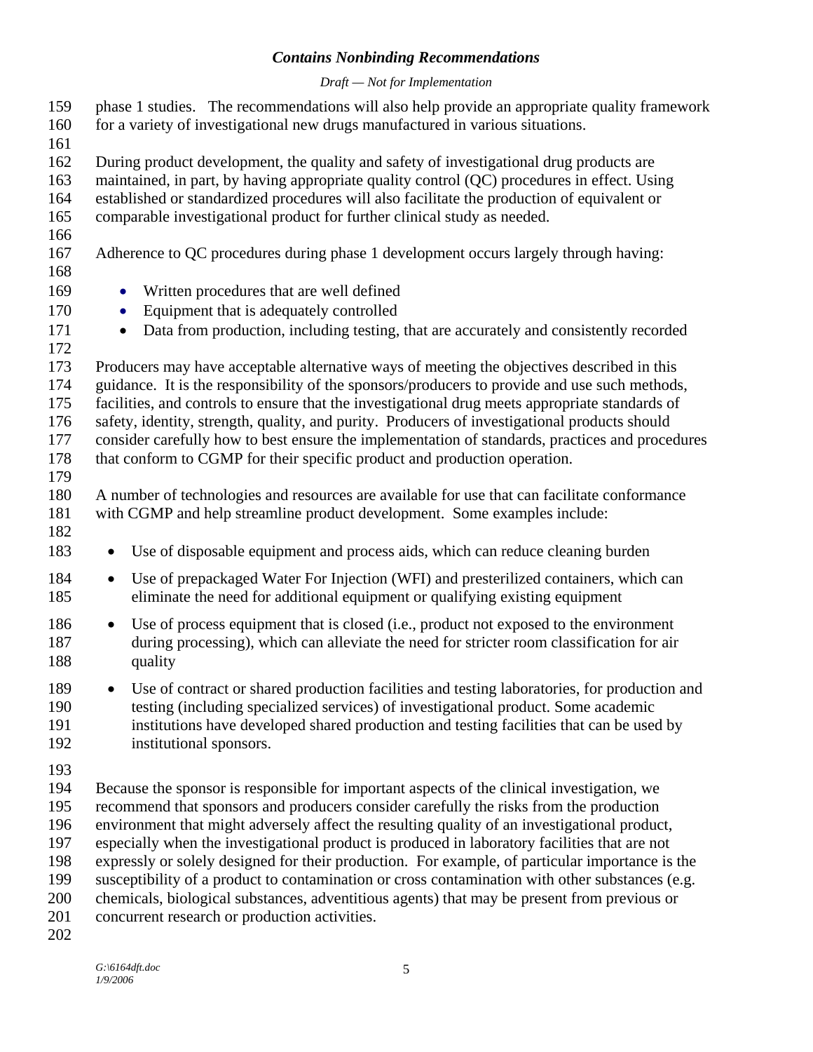phase 1 studies. The recommendations will also help provide an appropriate quality framework for a variety of investigational new drugs manufactured in various situations.

During product development, the quality and safety of investigational drug products are maintained, in part, by having appropriate quality control (QC) procedures in effect. Using established or standardized procedures will also facilitate the production of equivalent or comparable investigational product for further clinical study as needed.

Adherence to QC procedures during phase 1 development occurs largely through having:

- Written procedures that are well defined
- Equipment that is adequately controlled
- Data from production, including testing, that are accurately and consistently recorded

Producers may have acceptable alternative ways of meeting the objectives described in this guidance. It is the responsibility of the sponsors/producers to provide and use such methods, facilities, and controls to ensure that the investigational drug meets appropriate standards of safety, identity, strength, quality, and purity. Producers of investigational products should consider carefully how to best ensure the implementation of standards, practices and procedures that conform to CGMP for their specific product and production operation.

A number of technologies and resources are available for use that can facilitate conformance with CGMP and help streamline product development. Some examples include:

- Use of disposable equipment and process aids, which can reduce cleaning burden
- Use of prepackaged Water For Injection (WFI) and presterilized containers, which can eliminate the need for additional equipment or qualifying existing equipment
- Use of process equipment that is closed (i.e., product not exposed to the environment during processing), which can alleviate the need for stricter room classification for air quality
- Use of contract or shared production facilities and testing laboratories, for production and testing (including specialized services) of investigational product. Some academic institutions have developed shared production and testing facilities that can be used by institutional sponsors.

Because the sponsor is responsible for important aspects of the clinical investigation, we recommend that sponsors and producers consider carefully the risks from the production environment that might adversely affect the resulting quality of an investigational product, especially when the investigational product is produced in laboratory facilities that are not expressly or solely designed for their production. For example, of particular importance is the susceptibility of a product to contamination or cross contamination with other substances (e.g. chemicals, biological substances, adventitious agents) that may be present from previous or concurrent research or production activities.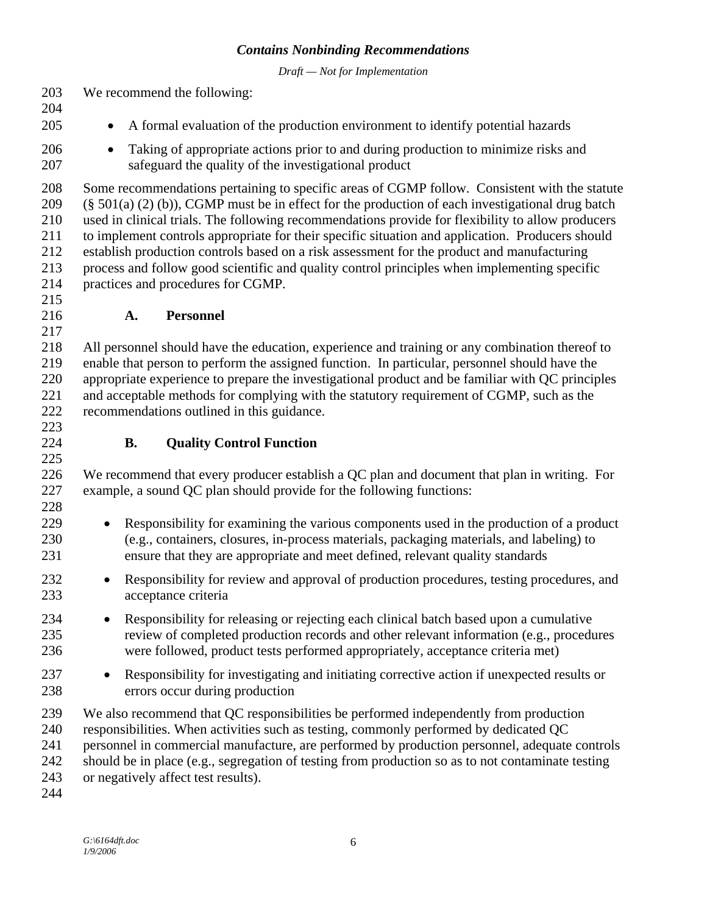We recommend the following:

- A formal evaluation of the production environment to identify potential hazards
- Taking of appropriate actions prior to and during production to minimize risks and safeguard the quality of the investigational product

Some recommendations pertaining to specific areas of CGMP follow. Consistent with the statute (§ 501(a) (2) (b)), CGMP must be in effect for the production of each investigational drug batch used in clinical trials. The following recommendations provide for flexibility to allow producers to implement controls appropriate for their specific situation and application. Producers should establish production controls based on a risk assessment for the product and manufacturing process and follow good scientific and quality control principles when implementing specific practices and procedures for CGMP.

### A. Personnel

All personnel should have the education, experience and training or any combination thereof to enable that person to perform the assigned function. In particular, personnel should have the appropriate experience to prepare the investigational product and be familiar with QC principles and acceptable methods for complying with the statutory requirement of CGMP, such as the recommendations outlined in this guidance.

### B. Quality Control Function

We recommend that every producer establish a QC plan and document that plan in writing. For example, a sound QC plan should provide for the following functions:

- Responsibility for examining the various components used in the production of a product (e.g., containers, closures, in-process materials, packaging materials, and labeling) to ensure that they are appropriate and meet defined, relevant quality standards
- Responsibility for review and approval of production procedures, testing procedures, and acceptance criteria
- Responsibility for releasing or rejecting each clinical batch based upon a cumulative review of completed production records and other relevant information (e.g., procedures were followed, product tests performed appropriately, acceptance criteria met)
- Responsibility for investigating and initiating corrective action if unexpected results or errors occur during production

We also recommend that QC responsibilities be performed independently from production responsibilities. When activities such as testing, commonly performed by dedicated QC personnel in commercial manufacture, are performed by production personnel, adequate controls should be in place (e.g., segregation of testing from production so as to not contaminate testing or negatively affect test results).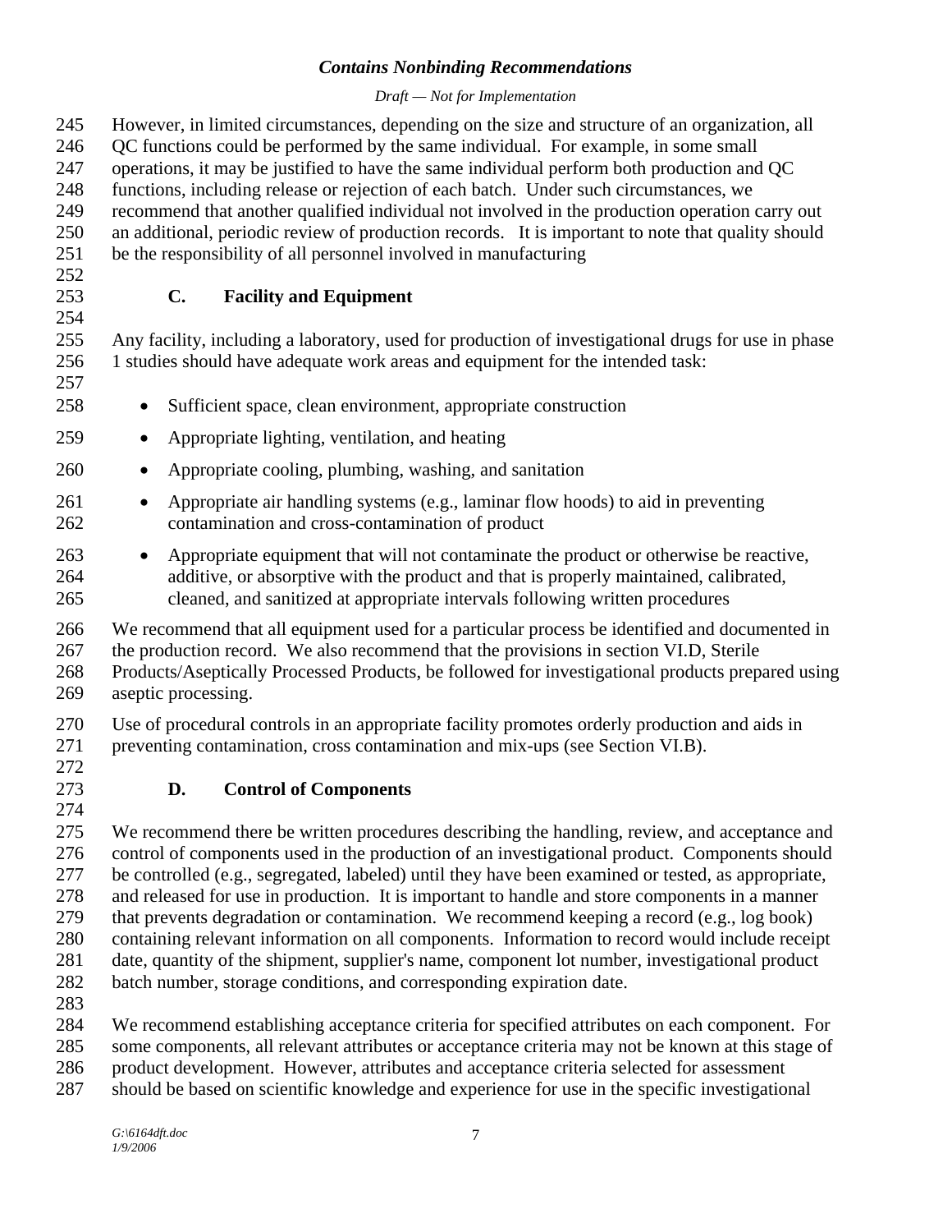However, in limited circumstances, depending on the size and structure of an organization, all QC functions could be performed by the same individual. For example, in some small operations, it may be justified to have the same individual perform both production and QC functions, including release or rejection of each batch. Under such circumstances, we recommend that another qualified individual not involved in the production operation carry out an additional, periodic review of production records. It is important to note that quality should be the responsibility of all personnel involved in manufacturing

### C. Facility and Equipment

Any facility, including a laboratory, used for production of investigational drugs for use in phase 1 studies should have adequate work areas and equipment for the intended task:

- Sufficient space, clean environment, appropriate construction
- Appropriate lighting, ventilation, and heating
- Appropriate cooling, plumbing, washing, and sanitation
- Appropriate air handling systems (e.g., laminar flow hoods) to aid in preventing contamination and cross-contamination of product
- Appropriate equipment that will not contaminate the product or otherwise be reactive, additive, or absorptive with the product and that is properly maintained, calibrated, cleaned, and sanitized at appropriate intervals following written procedures

We recommend that all equipment used for a particular process be identified and documented in the production record. We also recommend that the provisions in section VI.D, Sterile Products/Aseptically Processed Products, be followed for investigational products prepared using aseptic processing.

Use of procedural controls in an appropriate facility promotes orderly production and aids in preventing contamination, cross contamination and mix-ups (see Section VI.B).

### D. Control of Components

We recommend there be written procedures describing the handling, review, and acceptance and control of components used in the production of an investigational product. Components should be controlled (e.g., segregated, labeled) until they have been examined or tested, as appropriate, and released for use in production. It is important to handle and store components in a manner that prevents degradation or contamination. We recommend keeping a record (e.g., log book) containing relevant information on all components. Information to record would include receipt date, quantity of the shipment, supplier's name, component lot number, investigational product batch number, storage conditions, and corresponding expiration date.

We recommend establishing acceptance criteria for specified attributes on each component. For some components, all relevant attributes or acceptance criteria may not be known at this stage of product development. However, attributes and acceptance criteria selected for assessment should be based on scientific knowledge and experience for use in the specific investigational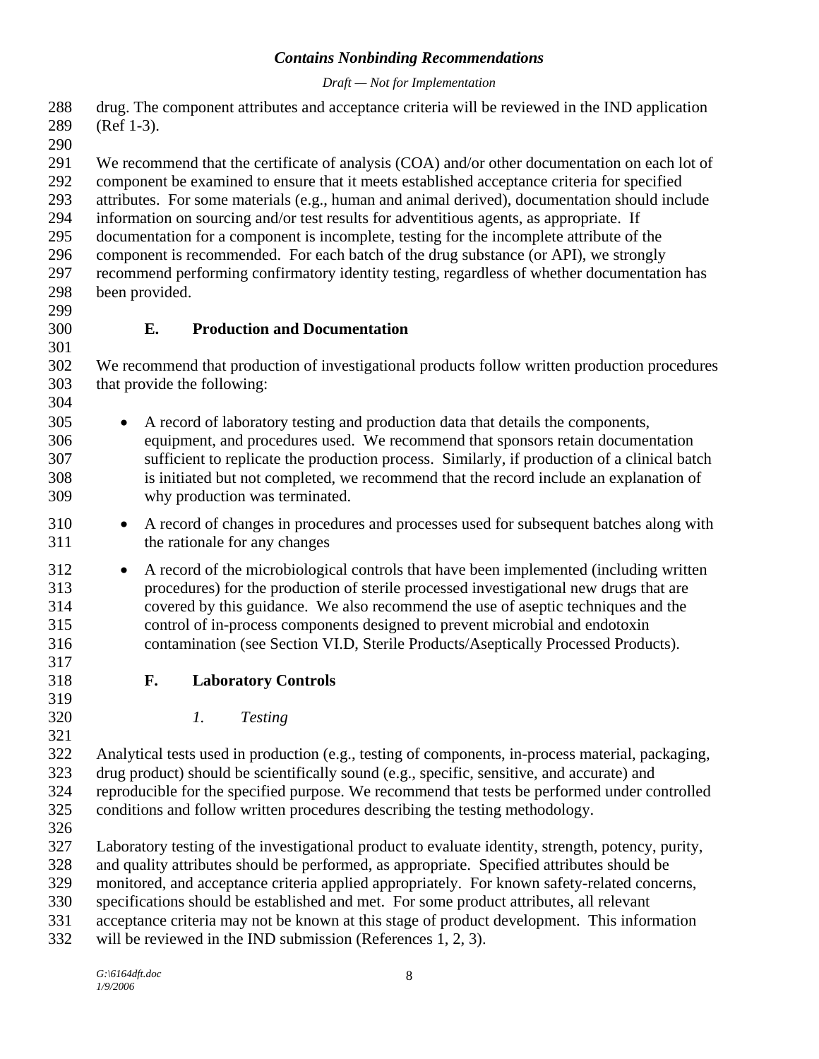drug. The component attributes and acceptance criteria will be reviewed in the IND application (Ref 1-3).

We recommend that the certificate of analysis (COA) and/or other documentation on each lot of component be examined to ensure that it meets established acceptance criteria for specified attributes. For some materials (e.g., human and animal derived), documentation should include information on sourcing and/or test results for adventitious agents, as appropriate. If documentation for a component is incomplete, testing for the incomplete attribute of the component is recommended. For each batch of the drug substance (or API), we strongly recommend performing confirmatory identity testing, regardless of whether documentation has been provided.

### E. Production and Documentation

We recommend that production of investigational products follow written production procedures that provide the following:

- A record of laboratory testing and production data that details the components, equipment, and procedures used. We recommend that sponsors retain documentation sufficient to replicate the production process. Similarly, if production of a clinical batch is initiated but not completed, we recommend that the record include an explanation of why production was terminated.
- A record of changes in procedures and processes used for subsequent batches along with the rationale for any changes
- A record of the microbiological controls that have been implemented (including written procedures) for the production of sterile processed investigational new drugs that are covered by this guidance. We also recommend the use of aseptic techniques and the control of in-process components designed to prevent microbial and endotoxin contamination (see Section VI.D, Sterile Products/Aseptically Processed Products).

### F. Laboratory Controls

#### *1. Testing*

Analytical tests used in production (e.g., testing of components, in-process material, packaging, drug product) should be scientifically sound (e.g., specific, sensitive, and accurate) and reproducible for the specified purpose. We recommend that tests be performed under controlled conditions and follow written procedures describing the testing methodology.

Laboratory testing of the investigational product to evaluate identity, strength, potency, purity, and quality attributes should be performed, as appropriate. Specified attributes should be monitored, and acceptance criteria applied appropriately. For known safety-related concerns, specifications should be established and met. For some product attributes, all relevant acceptance criteria may not be known at this stage of product development. This information will be reviewed in the IND submission (References 1, 2, 3).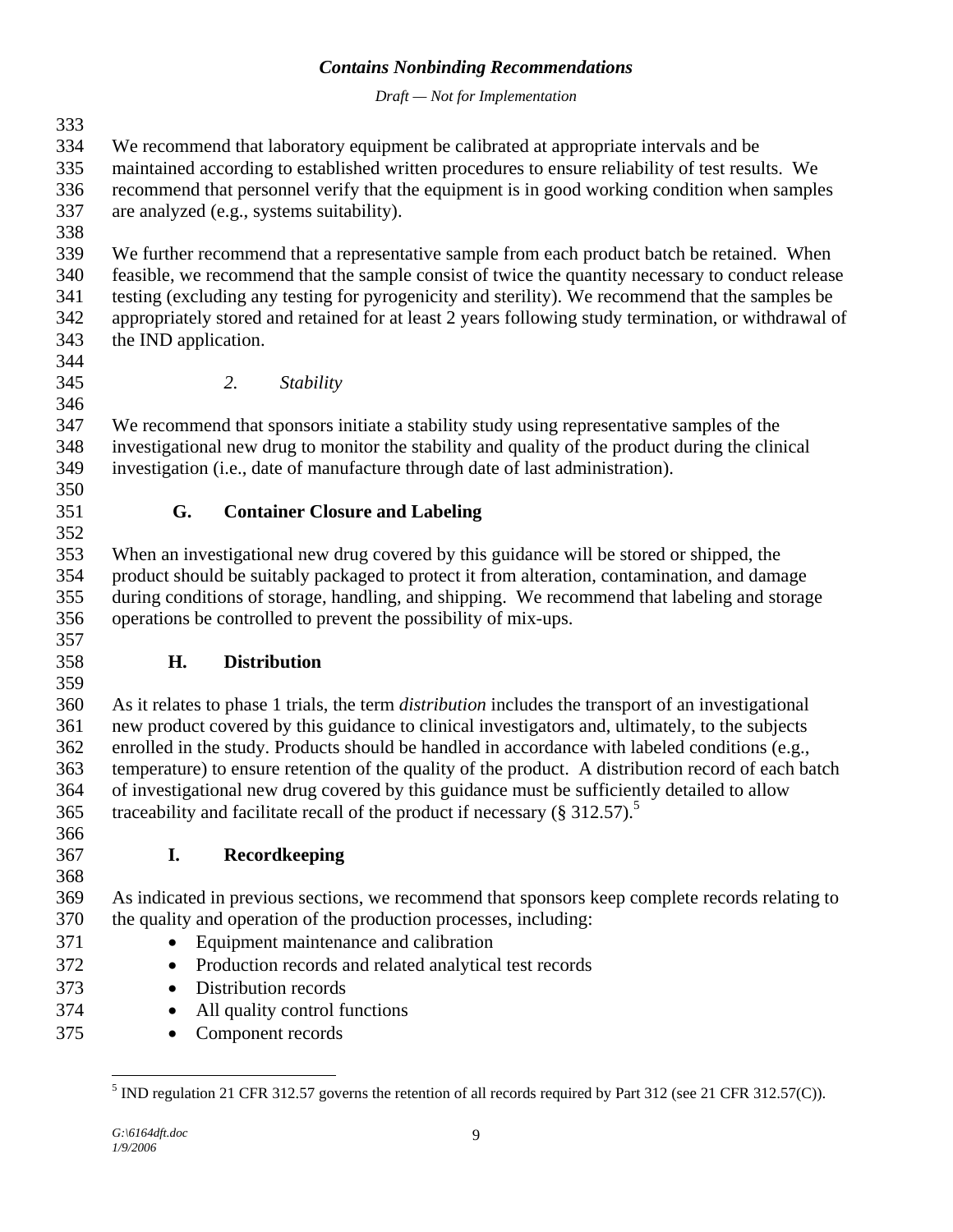We recommend that laboratory equipment be calibrated at appropriate intervals and be maintained according to established written procedures to ensure reliability of test results. We recommend that personnel verify that the equipment is in good working condition when samples are analyzed (e.g., systems suitability).

We further recommend that a representative sample from each product batch be retained. When feasible, we recommend that the sample consist of twice the quantity necessary to conduct release testing (excluding any testing for pyrogenicity and sterility). We recommend that the samples be appropriately stored and retained for at least 2 years following study termination, or withdrawal of the IND application.

#### *2. Stability*

We recommend that sponsors initiate a stability study using representative samples of the investigational new drug to monitor the stability and quality of the product during the clinical investigation (i.e., date of manufacture through date of last administration).

### G. Container Closure and Labeling

When an investigational new drug covered by this guidance will be stored or shipped, the product should be suitably packaged to protect it from alteration, contamination, and damage during conditions of storage, handling, and shipping. We recommend that labeling and storage operations be controlled to prevent the possibility of mix-ups.

### H. Distribution

As it relates to phase 1 trials, the term *distribution* includes the transport of an investigational new product covered by this guidance to clinical investigators and, ultimately, to the subjects enrolled in the study. Products should be handled in accordance with labeled conditions (e.g., temperature) to ensure retention of the quality of the product. A distribution record of each batch of investigational new drug covered by this guidance must be sufficiently detailed to allow traceability and facilitate recall of the product if necessary (§ 312.57).[5]

### I. Recordkeeping

As indicated in previous sections, we recommend that sponsors keep complete records relating to the quality and operation of the production processes, including:

- Equipment maintenance and calibration
- Production records and related analytical test records
- Distribution records
- All quality control functions
- Component records

---

[5] IND regulation 21 CFR 312.57 governs the retention of all records required by Part 312 (see 21 CFR 312.57(C)).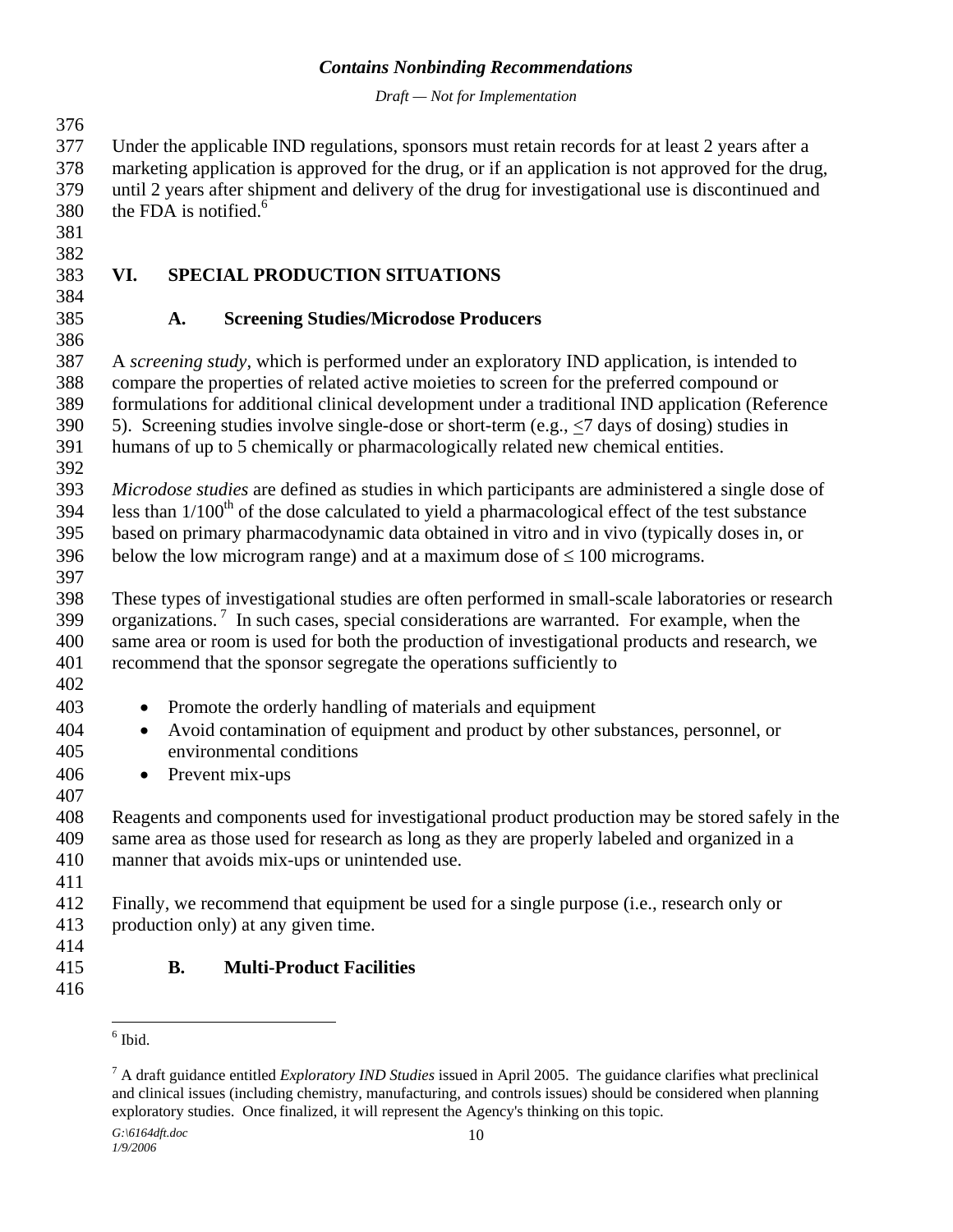Under the applicable IND regulations, sponsors must retain records for at least 2 years after a marketing application is approved for the drug, or if an application is not approved for the drug, until 2 years after shipment and delivery of the drug for investigational use is discontinued and the FDA is notified.[6]

## VI. SPECIAL PRODUCTION SITUATIONS

### A. Screening Studies/Microdose Producers

A *screening study*, which is performed under an exploratory IND application, is intended to compare the properties of related active moieties to screen for the preferred compound or formulations for additional clinical development under a traditional IND application (Reference 5). Screening studies involve single-dose or short-term (e.g., $\leq$7 days of dosing) studies in humans of up to 5 chemically or pharmacologically related new chemical entities.

*Microdose studies* are defined as studies in which participants are administered a single dose of less than 1/100$^{th}$ of the dose calculated to yield a pharmacological effect of the test substance based on primary pharmacodynamic data obtained in vitro and in vivo (typically doses in, or below the low microgram range) and at a maximum dose of $\leq$ 100 micrograms.

These types of investigational studies are often performed in small-scale laboratories or research organizations.[7] In such cases, special considerations are warranted. For example, when the same area or room is used for both the production of investigational products and research, we recommend that the sponsor segregate the operations sufficiently to

- Promote the orderly handling of materials and equipment
- Avoid contamination of equipment and product by other substances, personnel, or environmental conditions
- Prevent mix-ups

Reagents and components used for investigational product production may be stored safely in the same area as those used for research as long as they are properly labeled and organized in a manner that avoids mix-ups or unintended use.

Finally, we recommend that equipment be used for a single purpose (i.e., research only or production only) at any given time.

### B. Multi-Product Facilities

---

[6] Ibid.

[7] A draft guidance entitled *Exploratory IND Studies* issued in April 2005. The guidance clarifies what preclinical and clinical issues (including chemistry, manufacturing, and controls issues) should be considered when planning exploratory studies. Once finalized, it will represent the Agency's thinking on this topic.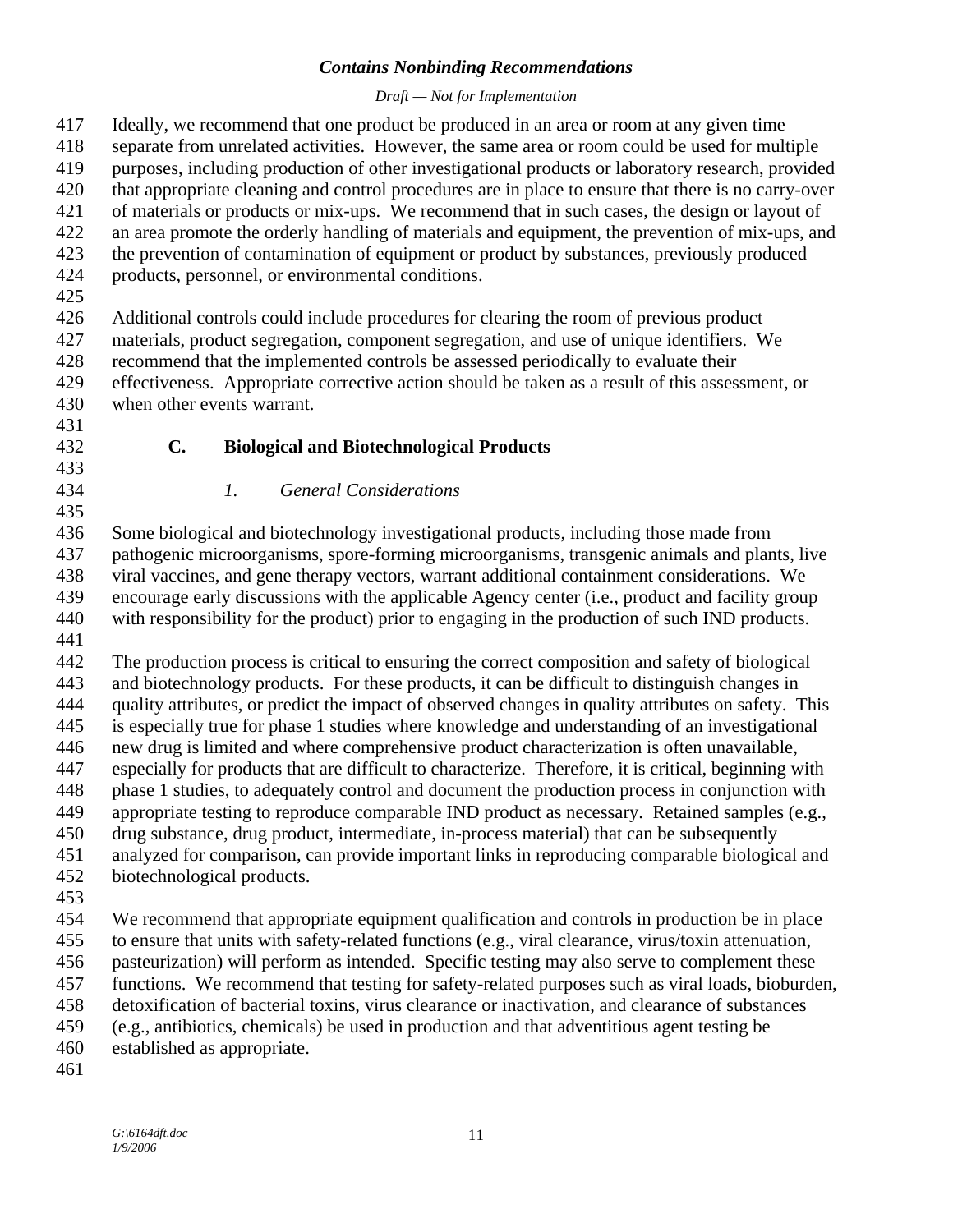Ideally, we recommend that one product be produced in an area or room at any given time separate from unrelated activities. However, the same area or room could be used for multiple purposes, including production of other investigational products or laboratory research, provided that appropriate cleaning and control procedures are in place to ensure that there is no carry-over of materials or products or mix-ups. We recommend that in such cases, the design or layout of an area promote the orderly handling of materials and equipment, the prevention of mix-ups, and the prevention of contamination of equipment or product by substances, previously produced products, personnel, or environmental conditions.

Additional controls could include procedures for clearing the room of previous product materials, product segregation, component segregation, and use of unique identifiers. We recommend that the implemented controls be assessed periodically to evaluate their effectiveness. Appropriate corrective action should be taken as a result of this assessment, or when other events warrant.

## C. Biological and Biotechnological Products

### *1. General Considerations*

Some biological and biotechnology investigational products, including those made from pathogenic microorganisms, spore-forming microorganisms, transgenic animals and plants, live viral vaccines, and gene therapy vectors, warrant additional containment considerations. We encourage early discussions with the applicable Agency center (i.e., product and facility group with responsibility for the product) prior to engaging in the production of such IND products.

The production process is critical to ensuring the correct composition and safety of biological and biotechnology products. For these products, it can be difficult to distinguish changes in quality attributes, or predict the impact of observed changes in quality attributes on safety. This is especially true for phase 1 studies where knowledge and understanding of an investigational new drug is limited and where comprehensive product characterization is often unavailable, especially for products that are difficult to characterize. Therefore, it is critical, beginning with phase 1 studies, to adequately control and document the production process in conjunction with appropriate testing to reproduce comparable IND product as necessary. Retained samples (e.g., drug substance, drug product, intermediate, in-process material) that can be subsequently analyzed for comparison, can provide important links in reproducing comparable biological and biotechnological products.

We recommend that appropriate equipment qualification and controls in production be in place to ensure that units with safety-related functions (e.g., viral clearance, virus/toxin attenuation, pasteurization) will perform as intended. Specific testing may also serve to complement these functions. We recommend that testing for safety-related purposes such as viral loads, bioburden, detoxification of bacterial toxins, virus clearance or inactivation, and clearance of substances (e.g., antibiotics, chemicals) be used in production and that adventitious agent testing be established as appropriate.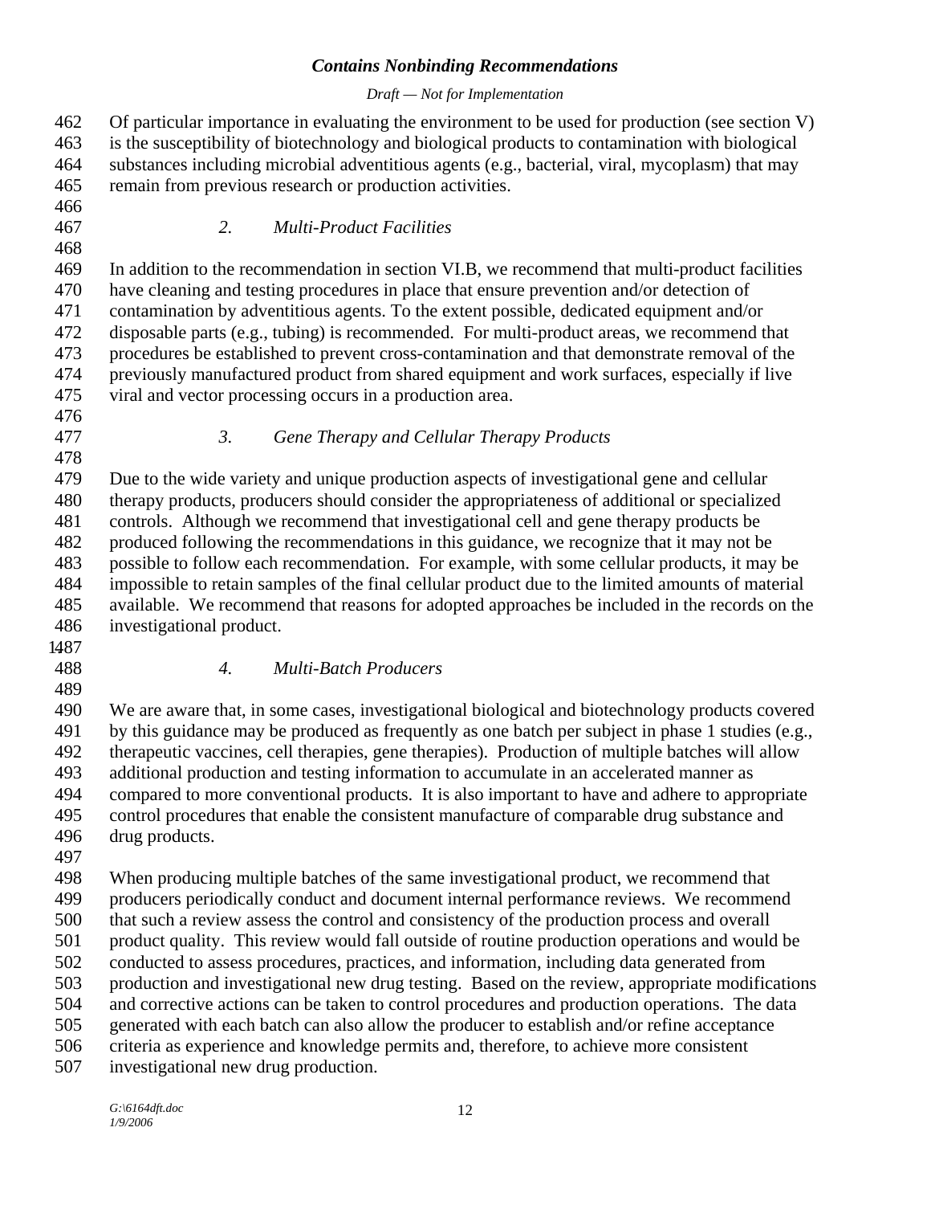Of particular importance in evaluating the environment to be used for production (see section V) is the susceptibility of biotechnology and biological products to contamination with biological substances including microbial adventitious agents (e.g., bacterial, viral, mycoplasm) that may remain from previous research or production activities.

### *2. Multi-Product Facilities*

In addition to the recommendation in section VI.B, we recommend that multi-product facilities have cleaning and testing procedures in place that ensure prevention and/or detection of contamination by adventitious agents. To the extent possible, dedicated equipment and/or disposable parts (e.g., tubing) is recommended. For multi-product areas, we recommend that procedures be established to prevent cross-contamination and that demonstrate removal of the previously manufactured product from shared equipment and work surfaces, especially if live viral and vector processing occurs in a production area.

### *3. Gene Therapy and Cellular Therapy Products*

Due to the wide variety and unique production aspects of investigational gene and cellular therapy products, producers should consider the appropriateness of additional or specialized controls. Although we recommend that investigational cell and gene therapy products be produced following the recommendations in this guidance, we recognize that it may not be possible to follow each recommendation. For example, with some cellular products, it may be impossible to retain samples of the final cellular product due to the limited amounts of material available. We recommend that reasons for adopted approaches be included in the records on the investigational product.

### *4. Multi-Batch Producers*

We are aware that, in some cases, investigational biological and biotechnology products covered by this guidance may be produced as frequently as one batch per subject in phase 1 studies (e.g., therapeutic vaccines, cell therapies, gene therapies). Production of multiple batches will allow additional production and testing information to accumulate in an accelerated manner as compared to more conventional products. It is also important to have and adhere to appropriate control procedures that enable the consistent manufacture of comparable drug substance and drug products.

When producing multiple batches of the same investigational product, we recommend that producers periodically conduct and document internal performance reviews. We recommend that such a review assess the control and consistency of the production process and overall product quality. This review would fall outside of routine production operations and would be conducted to assess procedures, practices, and information, including data generated from production and investigational new drug testing. Based on the review, appropriate modifications and corrective actions can be taken to control procedures and production operations. The data generated with each batch can also allow the producer to establish and/or refine acceptance criteria as experience and knowledge permits and, therefore, to achieve more consistent investigational new drug production.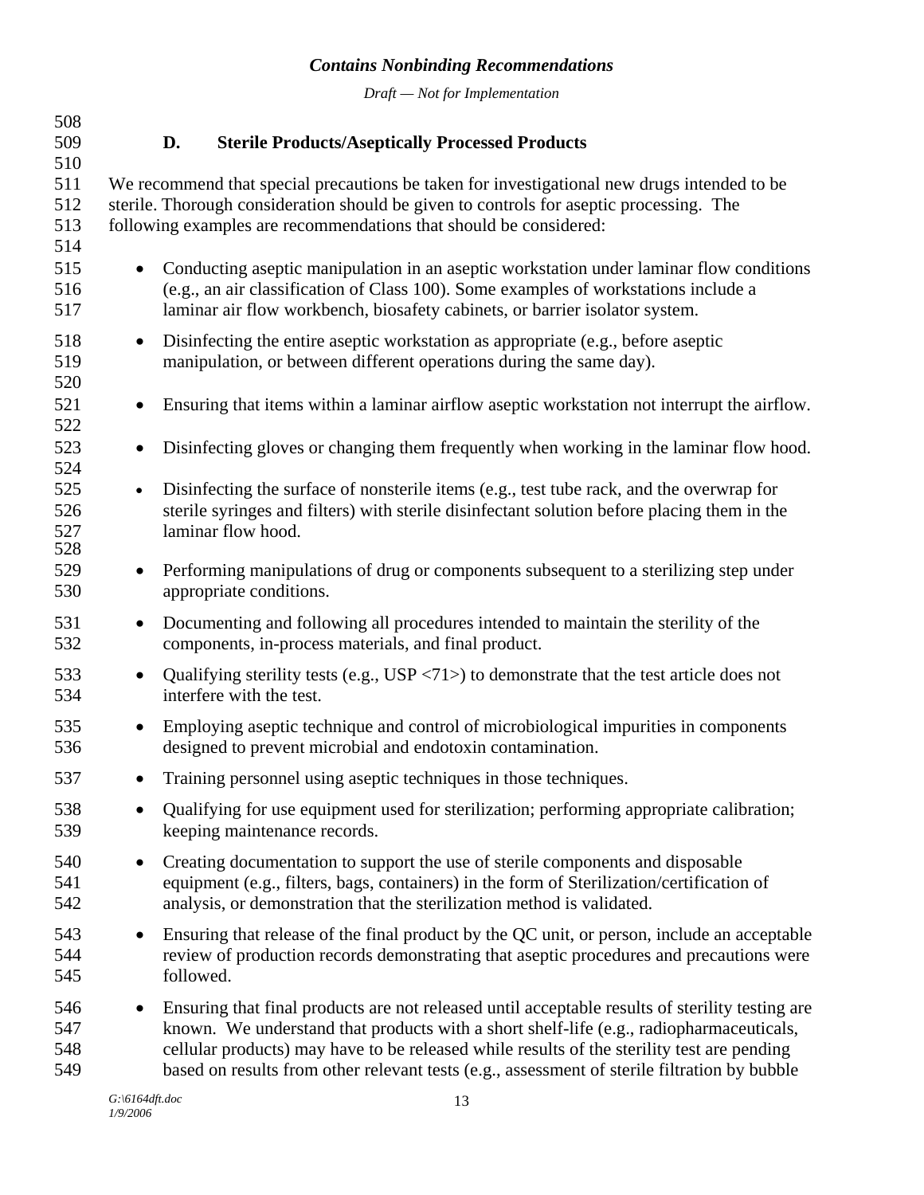### D. Sterile Products/Aseptically Processed Products

We recommend that special precautions be taken for investigational new drugs intended to be sterile. Thorough consideration should be given to controls for aseptic processing. The following examples are recommendations that should be considered:

- Conducting aseptic manipulation in an aseptic workstation under laminar flow conditions (e.g., an air classification of Class 100). Some examples of workstations include a laminar air flow workbench, biosafety cabinets, or barrier isolator system.
- Disinfecting the entire aseptic workstation as appropriate (e.g., before aseptic manipulation, or between different operations during the same day).
- Ensuring that items within a laminar airflow aseptic workstation not interrupt the airflow.
- Disinfecting gloves or changing them frequently when working in the laminar flow hood.
- Disinfecting the surface of nonsterile items (e.g., test tube rack, and the overwrap for sterile syringes and filters) with sterile disinfectant solution before placing them in the laminar flow hood.
- Performing manipulations of drug or components subsequent to a sterilizing step under appropriate conditions.
- Documenting and following all procedures intended to maintain the sterility of the components, in-process materials, and final product.
- Qualifying sterility tests (e.g., USP <71>) to demonstrate that the test article does not interfere with the test.
- Employing aseptic technique and control of microbiological impurities in components designed to prevent microbial and endotoxin contamination.
- Training personnel using aseptic techniques in those techniques.
- Qualifying for use equipment used for sterilization; performing appropriate calibration; keeping maintenance records.
- Creating documentation to support the use of sterile components and disposable equipment (e.g., filters, bags, containers) in the form of Sterilization/certification of analysis, or demonstration that the sterilization method is validated.
- Ensuring that release of the final product by the QC unit, or person, include an acceptable review of production records demonstrating that aseptic procedures and precautions were followed.
- Ensuring that final products are not released until acceptable results of sterility testing are known. We understand that products with a short shelf-life (e.g., radiopharmaceuticals, cellular products) may have to be released while results of the sterility test are pending based on results from other relevant tests (e.g., assessment of sterile filtration by bubble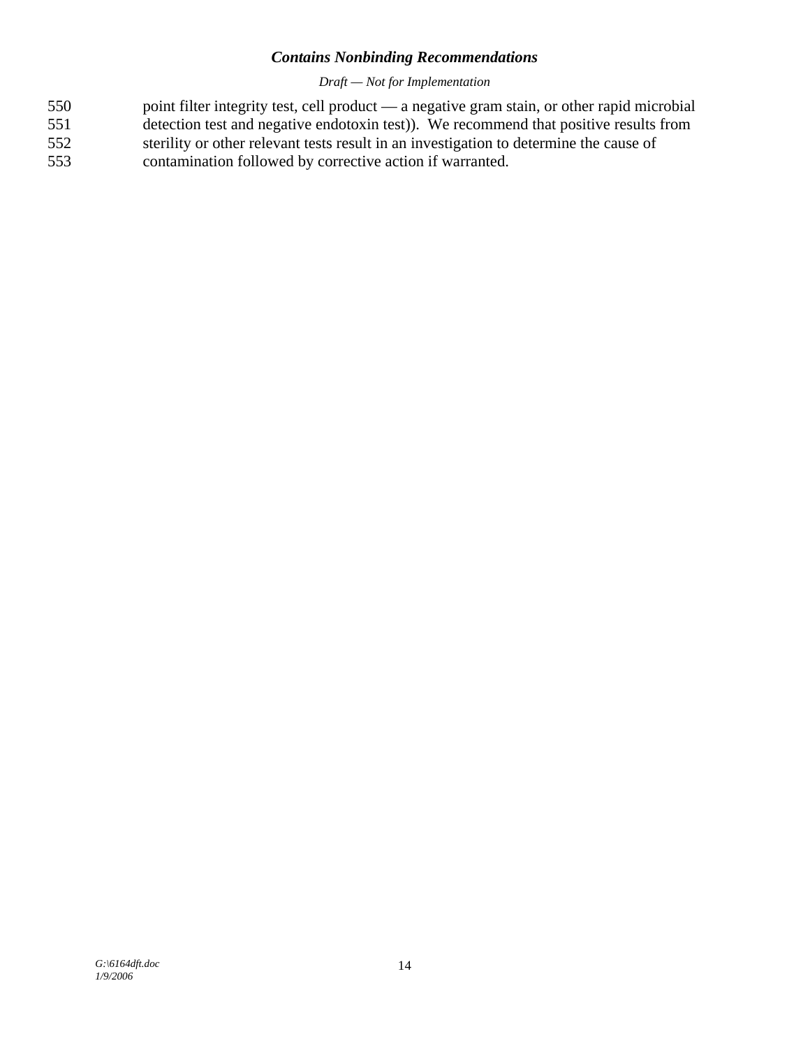point filter integrity test, cell product — a negative gram stain, or other rapid microbial detection test and negative endotoxin test)). We recommend that positive results from sterility or other relevant tests result in an investigation to determine the cause of contamination followed by corrective action if warranted.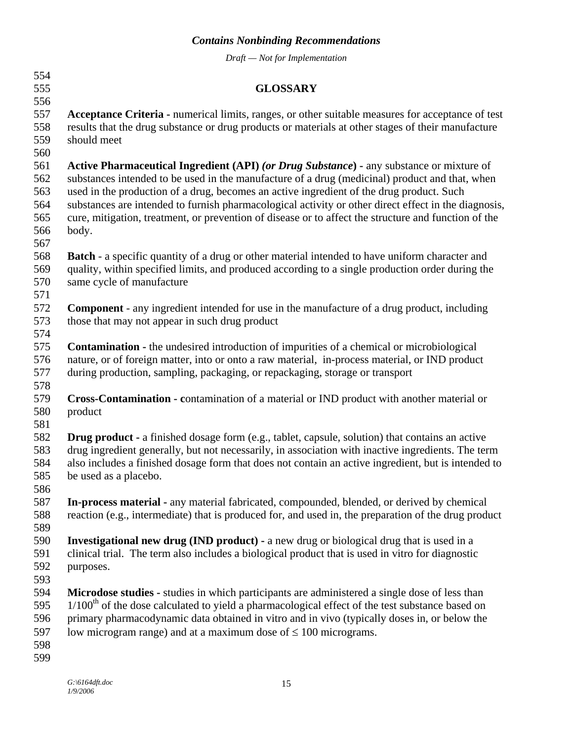## GLOSSARY

**Acceptance Criteria -** numerical limits, ranges, or other suitable measures for acceptance of test results that the drug substance or drug products or materials at other stages of their manufacture should meet

**Active Pharmaceutical Ingredient (API)** ***(or Drug Substance*****) -** any substance or mixture of substances intended to be used in the manufacture of a drug (medicinal) product and that, when used in the production of a drug, becomes an active ingredient of the drug product. Such substances are intended to furnish pharmacological activity or other direct effect in the diagnosis, cure, mitigation, treatment, or prevention of disease or to affect the structure and function of the body.

**Batch** - a specific quantity of a drug or other material intended to have uniform character and quality, within specified limits, and produced according to a single production order during the same cycle of manufacture

**Component** - any ingredient intended for use in the manufacture of a drug product, including those that may not appear in such drug product

**Contamination -** the undesired introduction of impurities of a chemical or microbiological nature, or of foreign matter, into or onto a raw material, in-process material, or IND product during production, sampling, packaging, or repackaging, storage or transport

**Cross-Contamination - c**ontamination of a material or IND product with another material or product

**Drug product -** a finished dosage form (e.g., tablet, capsule, solution) that contains an active drug ingredient generally, but not necessarily, in association with inactive ingredients. The term also includes a finished dosage form that does not contain an active ingredient, but is intended to be used as a placebo.

**In-process material -** any material fabricated, compounded, blended, or derived by chemical reaction (e.g., intermediate) that is produced for, and used in, the preparation of the drug product

**Investigational new drug (IND product) -** a new drug or biological drug that is used in a clinical trial. The term also includes a biological product that is used in vitro for diagnostic purposes.

**Microdose studies -** studies in which participants are administered a single dose of less than $1/100^{th}$ of the dose calculated to yield a pharmacological effect of the test substance based on primary pharmacodynamic data obtained in vitro and in vivo (typically doses in, or below the low microgram range) and at a maximum dose of $\leq$ 100 micrograms.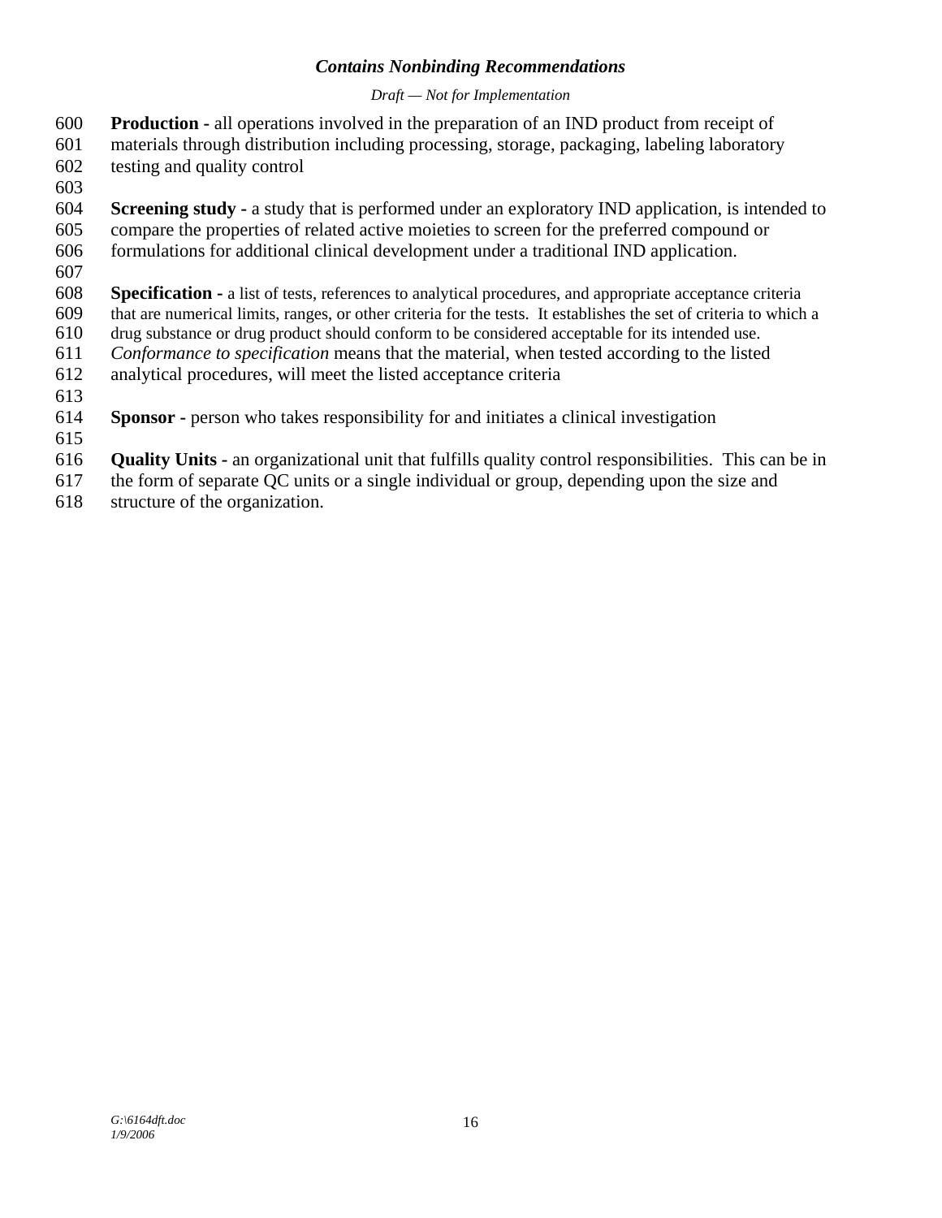**Production -** all operations involved in the preparation of an IND product from receipt of materials through distribution including processing, storage, packaging, labeling laboratory testing and quality control

**Screening study -** a study that is performed under an exploratory IND application, is intended to compare the properties of related active moieties to screen for the preferred compound or formulations for additional clinical development under a traditional IND application.

**Specification -** a list of tests, references to analytical procedures, and appropriate acceptance criteria that are numerical limits, ranges, or other criteria for the tests. It establishes the set of criteria to which a drug substance or drug product should conform to be considered acceptable for its intended use. *Conformance to specification* means that the material, when tested according to the listed analytical procedures, will meet the listed acceptance criteria

**Sponsor -** person who takes responsibility for and initiates a clinical investigation

**Quality Units -** an organizational unit that fulfills quality control responsibilities. This can be in the form of separate QC units or a single individual or group, depending upon the size and structure of the organization.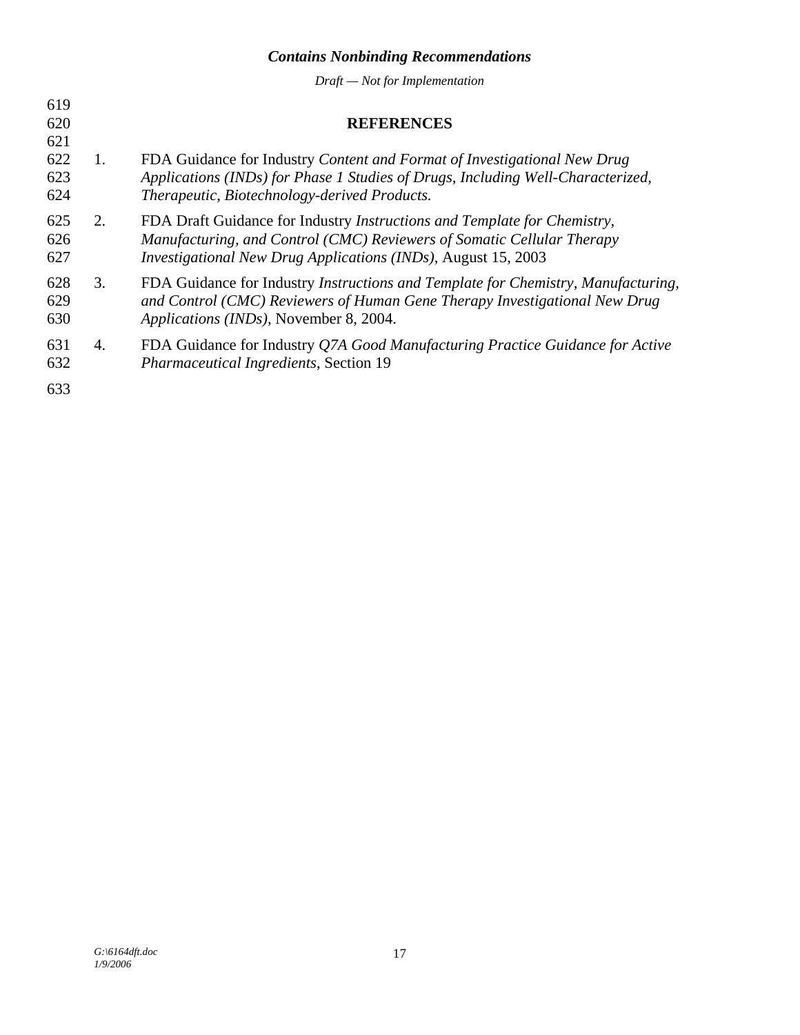## REFERENCES

1. FDA Guidance for Industry *Content and Format of Investigational New Drug Applications (INDs) for Phase 1 Studies of Drugs, Including Well-Characterized, Therapeutic, Biotechnology-derived Products.*
2. FDA Draft Guidance for Industry *Instructions and Template for Chemistry, Manufacturing, and Control (CMC) Reviewers of Somatic Cellular Therapy Investigational New Drug Applications (INDs)*, August 15, 2003
3. FDA Guidance for Industry *Instructions and Template for Chemistry, Manufacturing, and Control (CMC) Reviewers of Human Gene Therapy Investigational New Drug Applications (INDs)*, November 8, 2004.
4. FDA Guidance for Industry *Q7A Good Manufacturing Practice Guidance for Active Pharmaceutical Ingredients*, Section 19